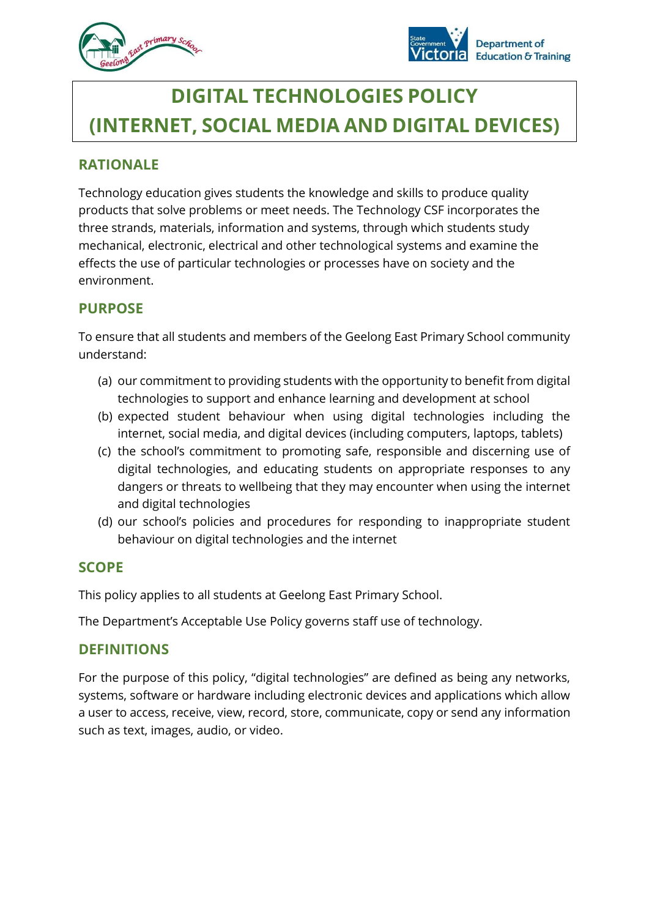# DIGITAL TECHNOLOGIES POLICY
# (INTERNET, SOCIAL MEDIA AND DIGITAL DEVICES)

## RATIONALE

Technology education gives students the knowledge and skills to produce quality products that solve problems or meet needs. The Technology CSF incorporates the three strands, materials, information and systems, through which students study mechanical, electronic, electrical and other technological systems and examine the effects the use of particular technologies or processes have on society and the environment.

## PURPOSE

To ensure that all students and members of the Geelong East Primary School community understand:

(a) our commitment to providing students with the opportunity to benefit from digital technologies to support and enhance learning and development at school

(b) expected student behaviour when using digital technologies including the internet, social media, and digital devices (including computers, laptops, tablets)

(c) the school's commitment to promoting safe, responsible and discerning use of digital technologies, and educating students on appropriate responses to any dangers or threats to wellbeing that they may encounter when using the internet and digital technologies

(d) our school's policies and procedures for responding to inappropriate student behaviour on digital technologies and the internet

## SCOPE

This policy applies to all students at Geelong East Primary School.

The Department's Acceptable Use Policy governs staff use of technology.

## DEFINITIONS

For the purpose of this policy, "digital technologies" are defined as being any networks, systems, software or hardware including electronic devices and applications which allow a user to access, receive, view, record, store, communicate, copy or send any information such as text, images, audio, or video.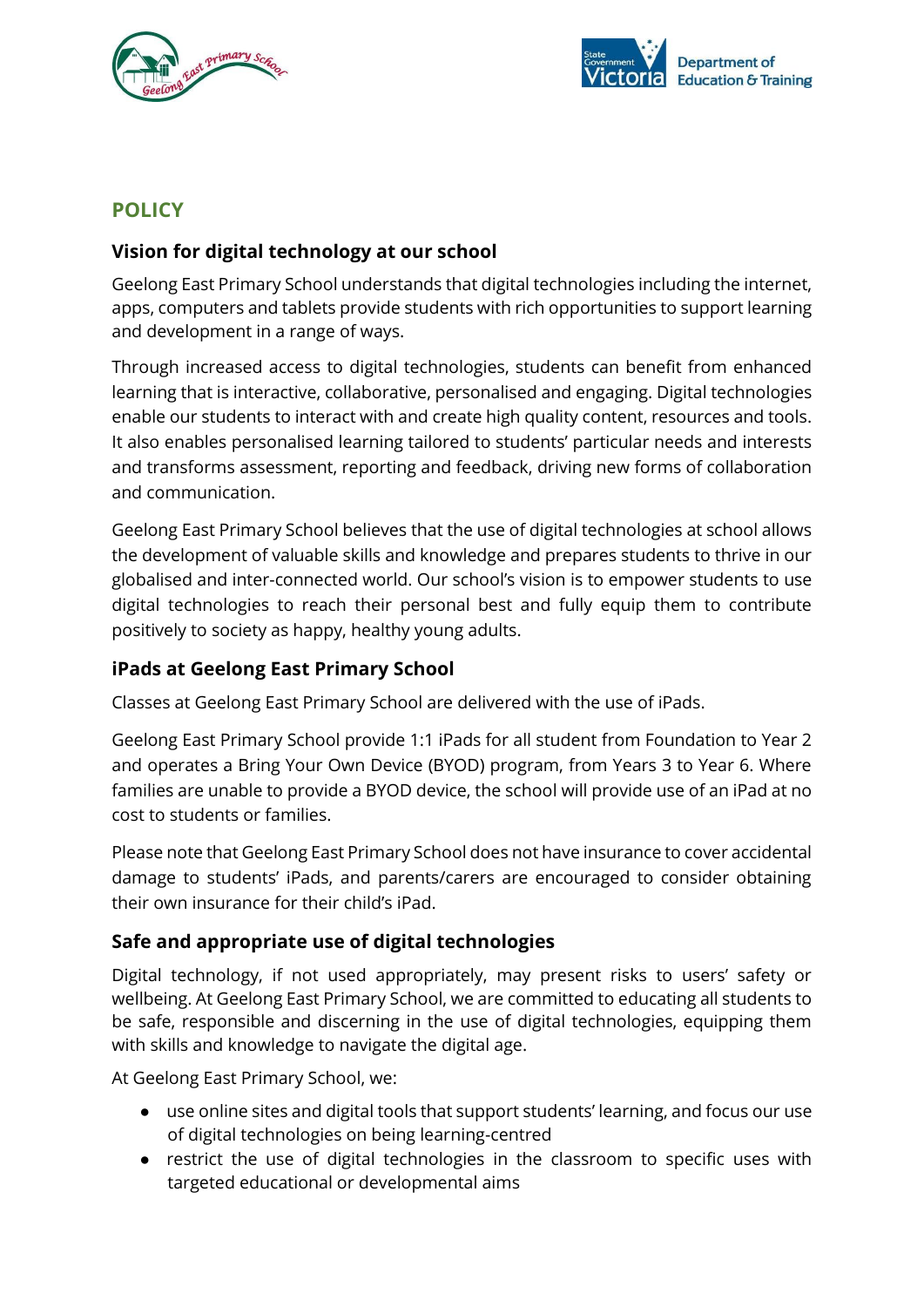## POLICY

### Vision for digital technology at our school

Geelong East Primary School understands that digital technologies including the internet, apps, computers and tablets provide students with rich opportunities to support learning and development in a range of ways.

Through increased access to digital technologies, students can benefit from enhanced learning that is interactive, collaborative, personalised and engaging. Digital technologies enable our students to interact with and create high quality content, resources and tools. It also enables personalised learning tailored to students' particular needs and interests and transforms assessment, reporting and feedback, driving new forms of collaboration and communication.

Geelong East Primary School believes that the use of digital technologies at school allows the development of valuable skills and knowledge and prepares students to thrive in our globalised and inter-connected world. Our school's vision is to empower students to use digital technologies to reach their personal best and fully equip them to contribute positively to society as happy, healthy young adults.

### iPads at Geelong East Primary School

Classes at Geelong East Primary School are delivered with the use of iPads.

Geelong East Primary School provide 1:1 iPads for all student from Foundation to Year 2 and operates a Bring Your Own Device (BYOD) program, from Years 3 to Year 6. Where families are unable to provide a BYOD device, the school will provide use of an iPad at no cost to students or families.

Please note that Geelong East Primary School does not have insurance to cover accidental damage to students' iPads, and parents/carers are encouraged to consider obtaining their own insurance for their child's iPad.

### Safe and appropriate use of digital technologies

Digital technology, if not used appropriately, may present risks to users' safety or wellbeing. At Geelong East Primary School, we are committed to educating all students to be safe, responsible and discerning in the use of digital technologies, equipping them with skills and knowledge to navigate the digital age.

At Geelong East Primary School, we:

- use online sites and digital tools that support students' learning, and focus our use of digital technologies on being learning-centred
- restrict the use of digital technologies in the classroom to specific uses with targeted educational or developmental aims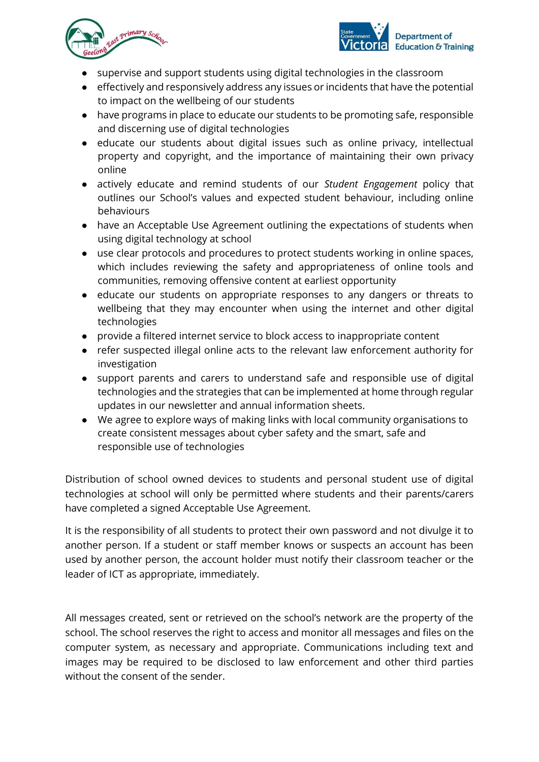- supervise and support students using digital technologies in the classroom
- effectively and responsively address any issues or incidents that have the potential to impact on the wellbeing of our students
- have programs in place to educate our students to be promoting safe, responsible and discerning use of digital technologies
- educate our students about digital issues such as online privacy, intellectual property and copyright, and the importance of maintaining their own privacy online
- actively educate and remind students of our *Student Engagement* policy that outlines our School's values and expected student behaviour, including online behaviours
- have an Acceptable Use Agreement outlining the expectations of students when using digital technology at school
- use clear protocols and procedures to protect students working in online spaces, which includes reviewing the safety and appropriateness of online tools and communities, removing offensive content at earliest opportunity
- educate our students on appropriate responses to any dangers or threats to wellbeing that they may encounter when using the internet and other digital technologies
- provide a filtered internet service to block access to inappropriate content
- refer suspected illegal online acts to the relevant law enforcement authority for investigation
- support parents and carers to understand safe and responsible use of digital technologies and the strategies that can be implemented at home through regular updates in our newsletter and annual information sheets.
- We agree to explore ways of making links with local community organisations to create consistent messages about cyber safety and the smart, safe and responsible use of technologies

Distribution of school owned devices to students and personal student use of digital technologies at school will only be permitted where students and their parents/carers have completed a signed Acceptable Use Agreement.

It is the responsibility of all students to protect their own password and not divulge it to another person. If a student or staff member knows or suspects an account has been used by another person, the account holder must notify their classroom teacher or the leader of ICT as appropriate, immediately.

All messages created, sent or retrieved on the school's network are the property of the school. The school reserves the right to access and monitor all messages and files on the computer system, as necessary and appropriate. Communications including text and images may be required to be disclosed to law enforcement and other third parties without the consent of the sender.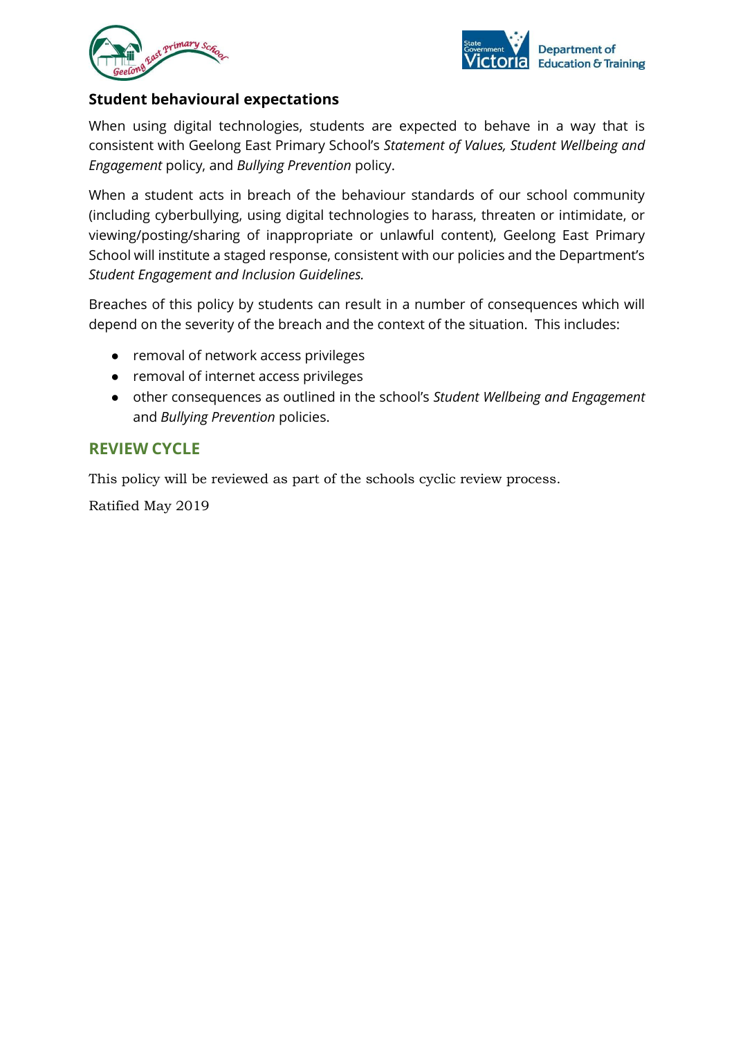### Student behavioural expectations

When using digital technologies, students are expected to behave in a way that is consistent with Geelong East Primary School's *Statement of Values, Student Wellbeing and Engagement* policy, and *Bullying Prevention* policy.

When a student acts in breach of the behaviour standards of our school community (including cyberbullying, using digital technologies to harass, threaten or intimidate, or viewing/posting/sharing of inappropriate or unlawful content), Geelong East Primary School will institute a staged response, consistent with our policies and the Department's *Student Engagement and Inclusion Guidelines.*

Breaches of this policy by students can result in a number of consequences which will depend on the severity of the breach and the context of the situation. This includes:

- removal of network access privileges
- removal of internet access privileges
- other consequences as outlined in the school's *Student Wellbeing and Engagement* and *Bullying Prevention* policies.

## REVIEW CYCLE

This policy will be reviewed as part of the schools cyclic review process.

Ratified May 2019